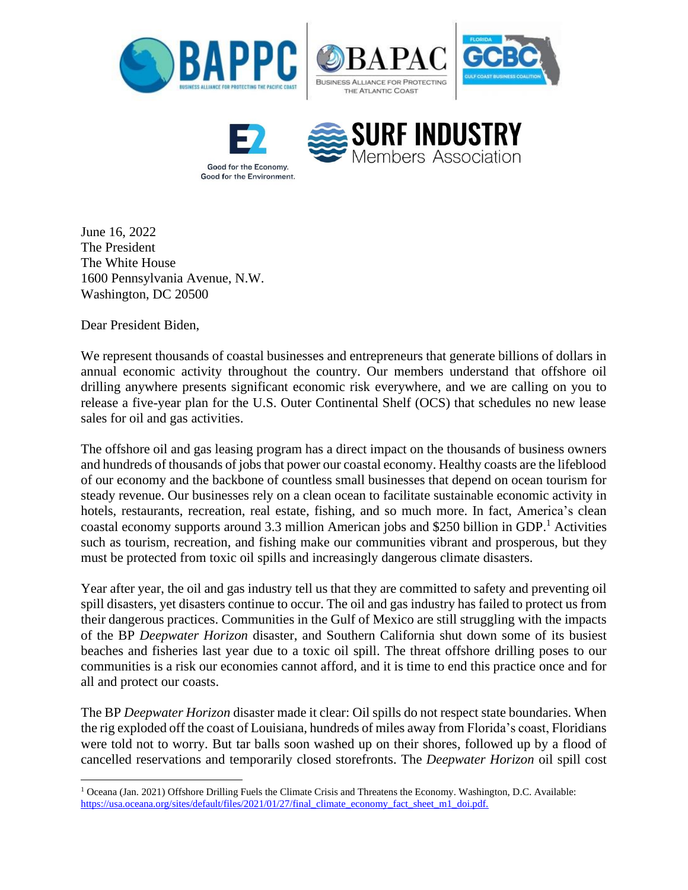June 16, 2022
The President
The White House
1600 Pennsylvania Avenue, N.W.
Washington, DC 20500

Dear President Biden,

We represent thousands of coastal businesses and entrepreneurs that generate billions of dollars in annual economic activity throughout the country. Our members understand that offshore oil drilling anywhere presents significant economic risk everywhere, and we are calling on you to release a five-year plan for the U.S. Outer Continental Shelf (OCS) that schedules no new lease sales for oil and gas activities.

The offshore oil and gas leasing program has a direct impact on the thousands of business owners and hundreds of thousands of jobs that power our coastal economy. Healthy coasts are the lifeblood of our economy and the backbone of countless small businesses that depend on ocean tourism for steady revenue. Our businesses rely on a clean ocean to facilitate sustainable economic activity in hotels, restaurants, recreation, real estate, fishing, and so much more. In fact, America's clean coastal economy supports around 3.3 million American jobs and $250 billion in GDP.[1] Activities such as tourism, recreation, and fishing make our communities vibrant and prosperous, but they must be protected from toxic oil spills and increasingly dangerous climate disasters.

Year after year, the oil and gas industry tell us that they are committed to safety and preventing oil spill disasters, yet disasters continue to occur. The oil and gas industry has failed to protect us from their dangerous practices. Communities in the Gulf of Mexico are still struggling with the impacts of the BP *Deepwater Horizon* disaster, and Southern California shut down some of its busiest beaches and fisheries last year due to a toxic oil spill. The threat offshore drilling poses to our communities is a risk our economies cannot afford, and it is time to end this practice once and for all and protect our coasts.

The BP *Deepwater Horizon* disaster made it clear: Oil spills do not respect state boundaries. When the rig exploded off the coast of Louisiana, hundreds of miles away from Florida's coast, Floridians were told not to worry. But tar balls soon washed up on their shores, followed up by a flood of cancelled reservations and temporarily closed storefronts. The *Deepwater Horizon* oil spill cost

[1] Oceana (Jan. 2021) Offshore Drilling Fuels the Climate Crisis and Threatens the Economy. Washington, D.C. Available: https://usa.oceana.org/sites/default/files/2021/01/27/final_climate_economy_fact_sheet_m1_doi.pdf.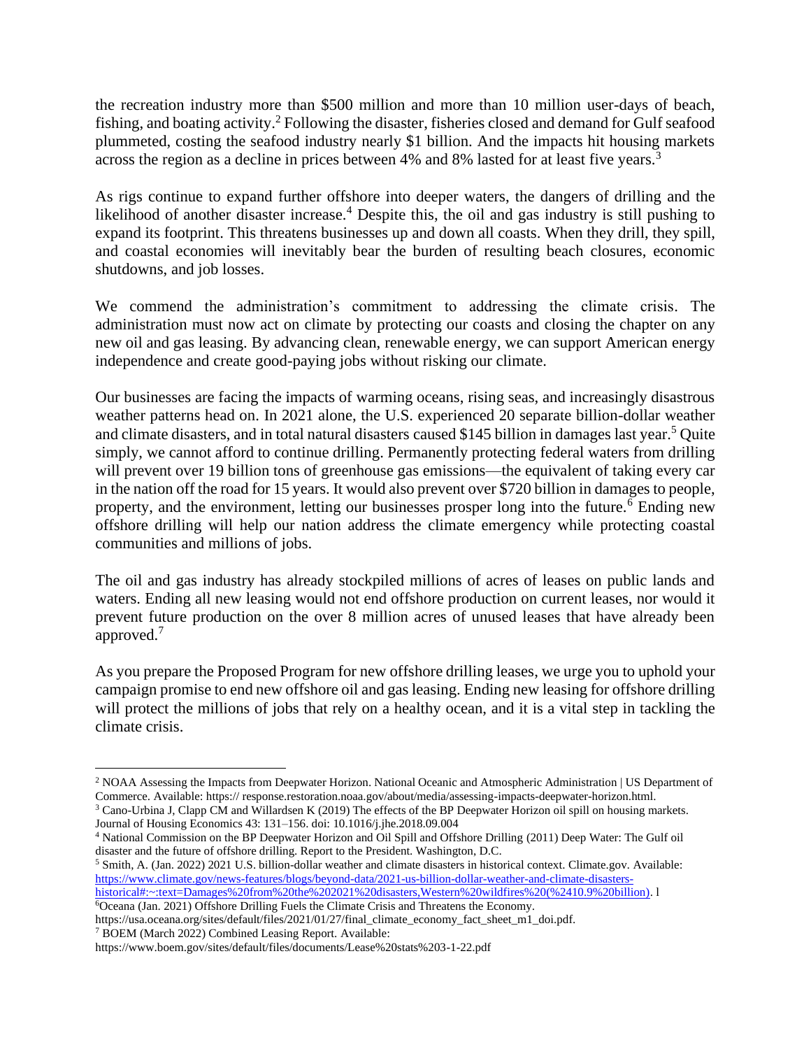the recreation industry more than $500 million and more than 10 million user-days of beach, fishing, and boating activity.[2] Following the disaster, fisheries closed and demand for Gulf seafood plummeted, costing the seafood industry nearly $1 billion. And the impacts hit housing markets across the region as a decline in prices between 4% and 8% lasted for at least five years.[3]

As rigs continue to expand further offshore into deeper waters, the dangers of drilling and the likelihood of another disaster increase.[4] Despite this, the oil and gas industry is still pushing to expand its footprint. This threatens businesses up and down all coasts. When they drill, they spill, and coastal economies will inevitably bear the burden of resulting beach closures, economic shutdowns, and job losses.

We commend the administration's commitment to addressing the climate crisis. The administration must now act on climate by protecting our coasts and closing the chapter on any new oil and gas leasing. By advancing clean, renewable energy, we can support American energy independence and create good-paying jobs without risking our climate.

Our businesses are facing the impacts of warming oceans, rising seas, and increasingly disastrous weather patterns head on. In 2021 alone, the U.S. experienced 20 separate billion-dollar weather and climate disasters, and in total natural disasters caused $145 billion in damages last year.[5] Quite simply, we cannot afford to continue drilling. Permanently protecting federal waters from drilling will prevent over 19 billion tons of greenhouse gas emissions—the equivalent of taking every car in the nation off the road for 15 years. It would also prevent over $720 billion in damages to people, property, and the environment, letting our businesses prosper long into the future.[6] Ending new offshore drilling will help our nation address the climate emergency while protecting coastal communities and millions of jobs.

The oil and gas industry has already stockpiled millions of acres of leases on public lands and waters. Ending all new leasing would not end offshore production on current leases, nor would it prevent future production on the over 8 million acres of unused leases that have already been approved.[7]

As you prepare the Proposed Program for new offshore drilling leases, we urge you to uphold your campaign promise to end new offshore oil and gas leasing. Ending new leasing for offshore drilling will protect the millions of jobs that rely on a healthy ocean, and it is a vital step in tackling the climate crisis.

---

[2] NOAA Assessing the Impacts from Deepwater Horizon. National Oceanic and Atmospheric Administration | US Department of Commerce. Available: https:// response.restoration.noaa.gov/about/media/assessing-impacts-deepwater-horizon.html.

[3] Cano-Urbina J, Clapp CM and Willardsen K (2019) The effects of the BP Deepwater Horizon oil spill on housing markets. Journal of Housing Economics 43: 131–156. doi: 10.1016/j.jhe.2018.09.004

[4] National Commission on the BP Deepwater Horizon and Oil Spill and Offshore Drilling (2011) Deep Water: The Gulf oil disaster and the future of offshore drilling. Report to the President. Washington, D.C.

[5] Smith, A. (Jan. 2022) 2021 U.S. billion-dollar weather and climate disasters in historical context. Climate.gov. Available: https://www.climate.gov/news-features/blogs/beyond-data/2021-us-billion-dollar-weather-and-climate-disasters-historical#:~:text=Damages%20from%20the%202021%20disasters,Western%20wildfires%20(%2410.9%20billion). l

[6] Oceana (Jan. 2021) Offshore Drilling Fuels the Climate Crisis and Threatens the Economy. https://usa.oceana.org/sites/default/files/2021/01/27/final_climate_economy_fact_sheet_m1_doi.pdf.

[7] BOEM (March 2022) Combined Leasing Report. Available: https://www.boem.gov/sites/default/files/documents/Lease%20stats%203-1-22.pdf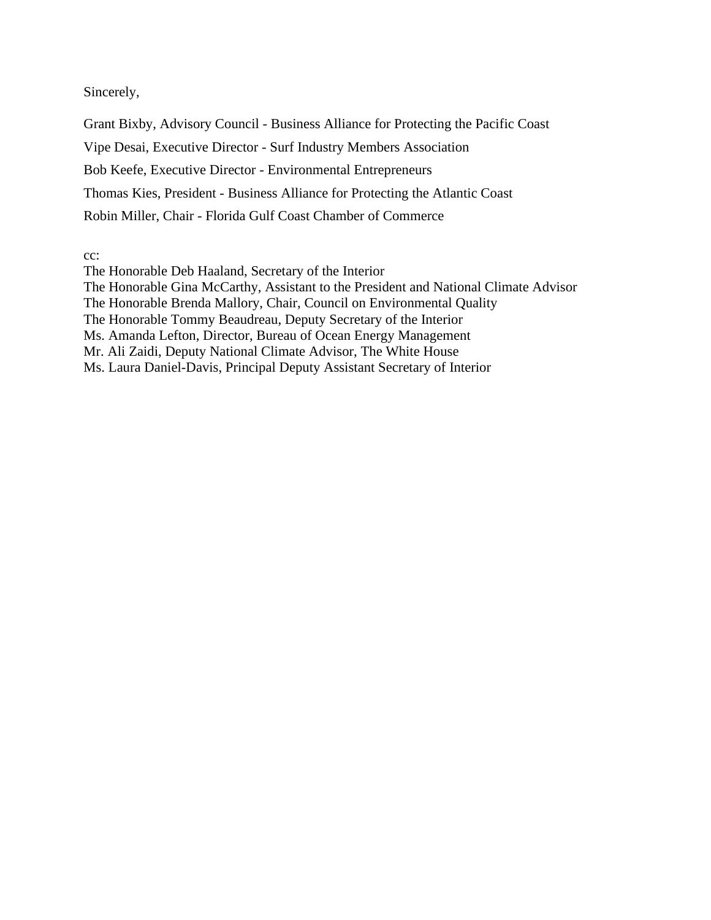Sincerely,

Grant Bixby, Advisory Council - Business Alliance for Protecting the Pacific Coast

Vipe Desai, Executive Director - Surf Industry Members Association

Bob Keefe, Executive Director - Environmental Entrepreneurs

Thomas Kies, President - Business Alliance for Protecting the Atlantic Coast

Robin Miller, Chair - Florida Gulf Coast Chamber of Commerce

cc:
The Honorable Deb Haaland, Secretary of the Interior
The Honorable Gina McCarthy, Assistant to the President and National Climate Advisor
The Honorable Brenda Mallory, Chair, Council on Environmental Quality
The Honorable Tommy Beaudreau, Deputy Secretary of the Interior
Ms. Amanda Lefton, Director, Bureau of Ocean Energy Management
Mr. Ali Zaidi, Deputy National Climate Advisor, The White House
Ms. Laura Daniel-Davis, Principal Deputy Assistant Secretary of Interior